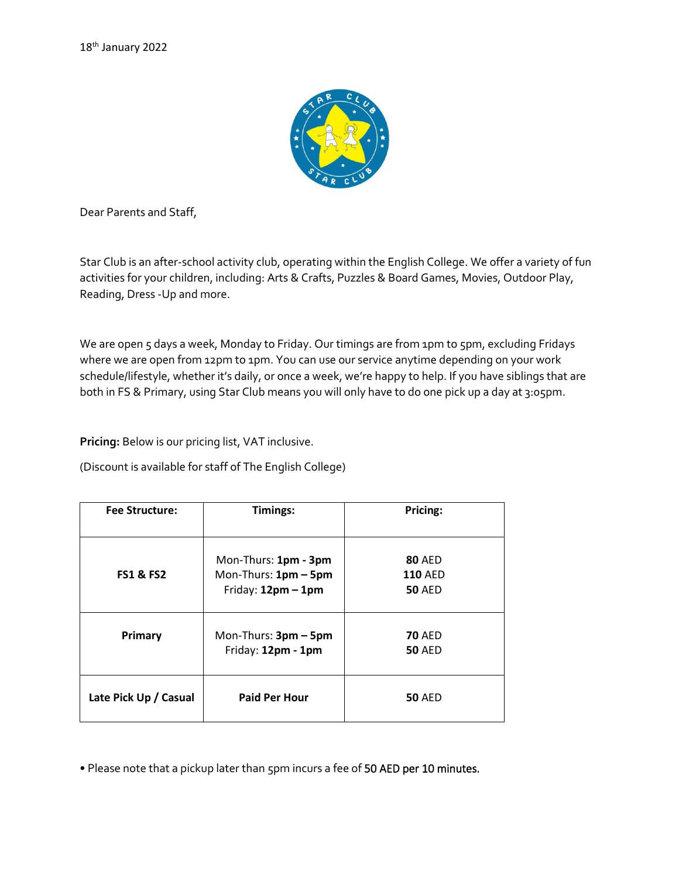18th January 2022

Dear Parents and Staff,

Star Club is an after-school activity club, operating within the English College. We offer a variety of fun activities for your children, including: Arts & Crafts, Puzzles & Board Games, Movies, Outdoor Play, Reading, Dress -Up and more.

We are open 5 days a week, Monday to Friday. Our timings are from 1pm to 5pm, excluding Fridays where we are open from 12pm to 1pm. You can use our service anytime depending on your work schedule/lifestyle, whether it's daily, or once a week, we're happy to help. If you have siblings that are both in FS & Primary, using Star Club means you will only have to do one pick up a day at 3:05pm.

**Pricing:** Below is our pricing list, VAT inclusive.

(Discount is available for staff of The English College)

| Fee Structure: | Timings: | Pricing: |
|---|---|---|
| **FS1 & FS2** | Mon-Thurs: **1pm - 3pm**<br>Mon-Thurs: **1pm – 5pm**<br>Friday: **12pm – 1pm** | **80** AED<br>**110** AED<br>**50** AED |
| **Primary** | Mon-Thurs: **3pm – 5pm**<br>Friday: **12pm - 1pm** | **70** AED<br>**50** AED |
| **Late Pick Up / Casual** | **Paid Per Hour** | **50** AED |

• Please note that a pickup later than 5pm incurs a fee of 50 AED per 10 minutes.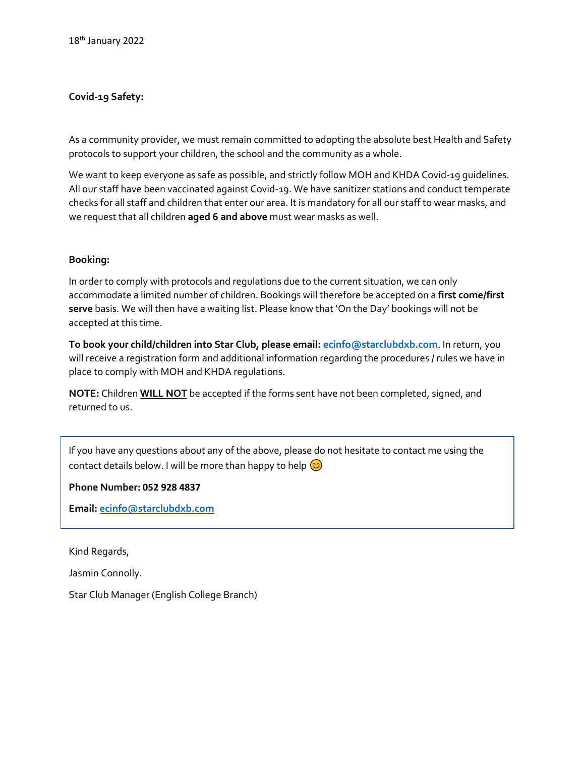18th January 2022

**Covid-19 Safety:**

As a community provider, we must remain committed to adopting the absolute best Health and Safety protocols to support your children, the school and the community as a whole.

We want to keep everyone as safe as possible, and strictly follow MOH and KHDA Covid-19 guidelines. All our staff have been vaccinated against Covid-19. We have sanitizer stations and conduct temperate checks for all staff and children that enter our area. It is mandatory for all our staff to wear masks, and we request that all children **aged 6 and above** must wear masks as well.

**Booking:**

In order to comply with protocols and regulations due to the current situation, we can only accommodate a limited number of children. Bookings will therefore be accepted on a **first come/first serve** basis. We will then have a waiting list. Please know that 'On the Day' bookings will not be accepted at this time.

**To book your child/children into Star Club, please email: ecinfo@starclubdxb.com**. In return, you will receive a registration form and additional information regarding the procedures / rules we have in place to comply with MOH and KHDA regulations.

**NOTE:** Children **WILL NOT** be accepted if the forms sent have not been completed, signed, and returned to us.

If you have any questions about any of the above, please do not hesitate to contact me using the contact details below. I will be more than happy to help 😊

**Phone Number: 052 928 4837**

**Email: ecinfo@starclubdxb.com**

Kind Regards,

Jasmin Connolly.

Star Club Manager (English College Branch)